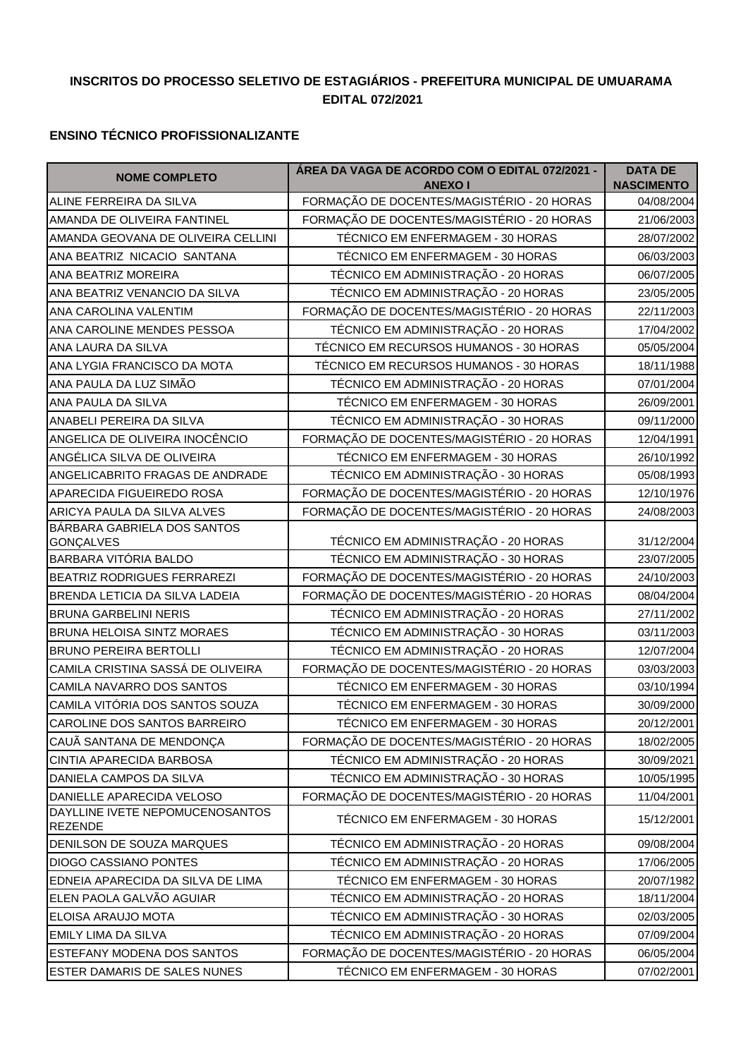**INSCRITOS DO PROCESSO SELETIVO DE ESTAGIÁRIOS - PREFEITURA MUNICIPAL DE UMUARAMA**
**EDITAL 072/2021**

**ENSINO TÉCNICO PROFISSIONALIZANTE**

| NOME COMPLETO | ÁREA DA VAGA DE ACORDO COM O EDITAL 072/2021 - ANEXO I | DATA DE NASCIMENTO |
|---|---|---|
| ALINE FERREIRA DA SILVA | FORMAÇÃO DE DOCENTES/MAGISTÉRIO - 20 HORAS | 04/08/2004 |
| AMANDA DE OLIVEIRA FANTINEL | FORMAÇÃO DE DOCENTES/MAGISTÉRIO - 20 HORAS | 21/06/2003 |
| AMANDA GEOVANA DE OLIVEIRA CELLINI | TÉCNICO EM ENFERMAGEM - 30 HORAS | 28/07/2002 |
| ANA BEATRIZ NICACIO SANTANA | TÉCNICO EM ENFERMAGEM - 30 HORAS | 06/03/2003 |
| ANA BEATRIZ MOREIRA | TÉCNICO EM ADMINISTRAÇÃO - 20 HORAS | 06/07/2005 |
| ANA BEATRIZ VENANCIO DA SILVA | TÉCNICO EM ADMINISTRAÇÃO - 20 HORAS | 23/05/2005 |
| ANA CAROLINA VALENTIM | FORMAÇÃO DE DOCENTES/MAGISTÉRIO - 20 HORAS | 22/11/2003 |
| ANA CAROLINE MENDES PESSOA | TÉCNICO EM ADMINISTRAÇÃO - 20 HORAS | 17/04/2002 |
| ANA LAURA DA SILVA | TÉCNICO EM RECURSOS HUMANOS - 30 HORAS | 05/05/2004 |
| ANA LYGIA FRANCISCO DA MOTA | TÉCNICO EM RECURSOS HUMANOS - 30 HORAS | 18/11/1988 |
| ANA PAULA DA LUZ SIMÃO | TÉCNICO EM ADMINISTRAÇÃO - 20 HORAS | 07/01/2004 |
| ANA PAULA DA SILVA | TÉCNICO EM ENFERMAGEM - 30 HORAS | 26/09/2001 |
| ANABELI PEREIRA DA SILVA | TÉCNICO EM ADMINISTRAÇÃO - 30 HORAS | 09/11/2000 |
| ANGELICA DE OLIVEIRA INOCÊNCIO | FORMAÇÃO DE DOCENTES/MAGISTÉRIO - 20 HORAS | 12/04/1991 |
| ANGÉLICA SILVA DE OLIVEIRA | TÉCNICO EM ENFERMAGEM - 30 HORAS | 26/10/1992 |
| ANGELICABRITO FRAGAS DE ANDRADE | TÉCNICO EM ADMINISTRAÇÃO - 30 HORAS | 05/08/1993 |
| APARECIDA FIGUEIREDO ROSA | FORMAÇÃO DE DOCENTES/MAGISTÉRIO - 20 HORAS | 12/10/1976 |
| ARICYA PAULA DA SILVA ALVES | FORMAÇÃO DE DOCENTES/MAGISTÉRIO - 20 HORAS | 24/08/2003 |
| BÁRBARA GABRIELA DOS SANTOS GONÇALVES | TÉCNICO EM ADMINISTRAÇÃO - 20 HORAS | 31/12/2004 |
| BARBARA VITÓRIA BALDO | TÉCNICO EM ADMINISTRAÇÃO - 30 HORAS | 23/07/2005 |
| BEATRIZ RODRIGUES FERRAREZI | FORMAÇÃO DE DOCENTES/MAGISTÉRIO - 20 HORAS | 24/10/2003 |
| BRENDA LETICIA DA SILVA LADEIA | FORMAÇÃO DE DOCENTES/MAGISTÉRIO - 20 HORAS | 08/04/2004 |
| BRUNA GARBELINI NERIS | TÉCNICO EM ADMINISTRAÇÃO - 20 HORAS | 27/11/2002 |
| BRUNA HELOISA SINTZ MORAES | TÉCNICO EM ADMINISTRAÇÃO - 30 HORAS | 03/11/2003 |
| BRUNO PEREIRA BERTOLLI | TÉCNICO EM ADMINISTRAÇÃO - 20 HORAS | 12/07/2004 |
| CAMILA CRISTINA SASSÁ DE OLIVEIRA | FORMAÇÃO DE DOCENTES/MAGISTÉRIO - 20 HORAS | 03/03/2003 |
| CAMILA NAVARRO DOS SANTOS | TÉCNICO EM ENFERMAGEM - 30 HORAS | 03/10/1994 |
| CAMILA VITÓRIA DOS SANTOS SOUZA | TÉCNICO EM ENFERMAGEM - 30 HORAS | 30/09/2000 |
| CAROLINE DOS SANTOS BARREIRO | TÉCNICO EM ENFERMAGEM - 30 HORAS | 20/12/2001 |
| CAUÃ SANTANA DE MENDONÇA | FORMAÇÃO DE DOCENTES/MAGISTÉRIO - 20 HORAS | 18/02/2005 |
| CINTIA APARECIDA BARBOSA | TÉCNICO EM ADMINISTRAÇÃO - 20 HORAS | 30/09/2021 |
| DANIELA CAMPOS DA SILVA | TÉCNICO EM ADMINISTRAÇÃO - 30 HORAS | 10/05/1995 |
| DANIELLE APARECIDA VELOSO | FORMAÇÃO DE DOCENTES/MAGISTÉRIO - 20 HORAS | 11/04/2001 |
| DAYLLINE IVETE NEPOMUCENOSANTOS REZENDE | TÉCNICO EM ENFERMAGEM - 30 HORAS | 15/12/2001 |
| DENILSON DE SOUZA MARQUES | TÉCNICO EM ADMINISTRAÇÃO - 20 HORAS | 09/08/2004 |
| DIOGO CASSIANO PONTES | TÉCNICO EM ADMINISTRAÇÃO - 20 HORAS | 17/06/2005 |
| EDNEIA APARECIDA DA SILVA DE LIMA | TÉCNICO EM ENFERMAGEM - 30 HORAS | 20/07/1982 |
| ELEN PAOLA GALVÃO AGUIAR | TÉCNICO EM ADMINISTRAÇÃO - 20 HORAS | 18/11/2004 |
| ELOISA ARAUJO MOTA | TÉCNICO EM ADMINISTRAÇÃO - 30 HORAS | 02/03/2005 |
| EMILY LIMA DA SILVA | TÉCNICO EM ADMINISTRAÇÃO - 20 HORAS | 07/09/2004 |
| ESTEFANY MODENA DOS SANTOS | FORMAÇÃO DE DOCENTES/MAGISTÉRIO - 20 HORAS | 06/05/2004 |
| ESTER DAMARIS DE SALES NUNES | TÉCNICO EM ENFERMAGEM - 30 HORAS | 07/02/2001 |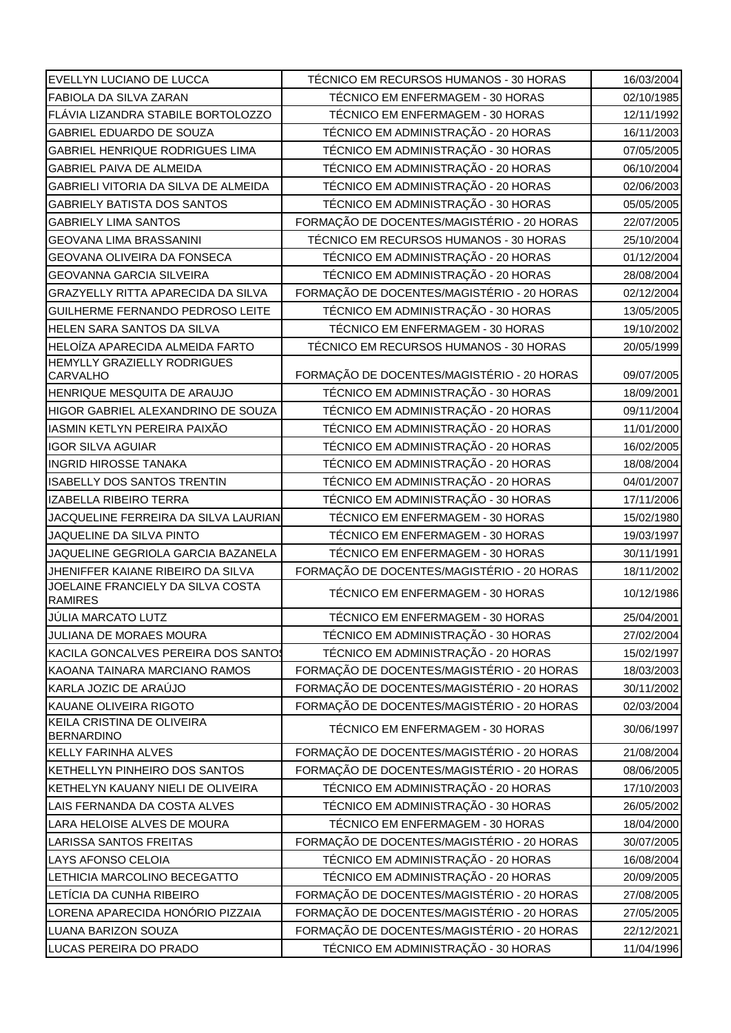| | | |
|---|---|---|
| EVELLYN LUCIANO DE LUCCA | TÉCNICO EM RECURSOS HUMANOS - 30 HORAS | 16/03/2004 |
| FABIOLA DA SILVA ZARAN | TÉCNICO EM ENFERMAGEM - 30 HORAS | 02/10/1985 |
| FLÁVIA LIZANDRA STABILE BORTOLOZZO | TÉCNICO EM ENFERMAGEM - 30 HORAS | 12/11/1992 |
| GABRIEL EDUARDO DE SOUZA | TÉCNICO EM ADMINISTRAÇÃO - 20 HORAS | 16/11/2003 |
| GABRIEL HENRIQUE RODRIGUES LIMA | TÉCNICO EM ADMINISTRAÇÃO - 30 HORAS | 07/05/2005 |
| GABRIEL PAIVA DE ALMEIDA | TÉCNICO EM ADMINISTRAÇÃO - 20 HORAS | 06/10/2004 |
| GABRIELI VITORIA DA SILVA DE ALMEIDA | TÉCNICO EM ADMINISTRAÇÃO - 20 HORAS | 02/06/2003 |
| GABRIELY BATISTA DOS SANTOS | TÉCNICO EM ADMINISTRAÇÃO - 30 HORAS | 05/05/2005 |
| GABRIELY LIMA SANTOS | FORMAÇÃO DE DOCENTES/MAGISTÉRIO - 20 HORAS | 22/07/2005 |
| GEOVANA LIMA BRASSANINI | TÉCNICO EM RECURSOS HUMANOS - 30 HORAS | 25/10/2004 |
| GEOVANA OLIVEIRA DA FONSECA | TÉCNICO EM ADMINISTRAÇÃO - 20 HORAS | 01/12/2004 |
| GEOVANNA GARCIA SILVEIRA | TÉCNICO EM ADMINISTRAÇÃO - 20 HORAS | 28/08/2004 |
| GRAZYELLY RITTA APARECIDA DA SILVA | FORMAÇÃO DE DOCENTES/MAGISTÉRIO - 20 HORAS | 02/12/2004 |
| GUILHERME FERNANDO PEDROSO LEITE | TÉCNICO EM ADMINISTRAÇÃO - 30 HORAS | 13/05/2005 |
| HELEN SARA SANTOS DA SILVA | TÉCNICO EM ENFERMAGEM - 30 HORAS | 19/10/2002 |
| HELOÍZA APARECIDA ALMEIDA FARTO | TÉCNICO EM RECURSOS HUMANOS - 30 HORAS | 20/05/1999 |
| HEMYLLY GRAZIELLY RODRIGUES CARVALHO | FORMAÇÃO DE DOCENTES/MAGISTÉRIO - 20 HORAS | 09/07/2005 |
| HENRIQUE MESQUITA DE ARAUJO | TÉCNICO EM ADMINISTRAÇÃO - 30 HORAS | 18/09/2001 |
| HIGOR GABRIEL ALEXANDRINO DE SOUZA | TÉCNICO EM ADMINISTRAÇÃO - 20 HORAS | 09/11/2004 |
| IASMIN KETLYN PEREIRA PAIXÃO | TÉCNICO EM ADMINISTRAÇÃO - 20 HORAS | 11/01/2000 |
| IGOR SILVA AGUIAR | TÉCNICO EM ADMINISTRAÇÃO - 20 HORAS | 16/02/2005 |
| INGRID HIROSSE TANAKA | TÉCNICO EM ADMINISTRAÇÃO - 20 HORAS | 18/08/2004 |
| ISABELLY DOS SANTOS TRENTIN | TÉCNICO EM ADMINISTRAÇÃO - 20 HORAS | 04/01/2007 |
| IZABELLA RIBEIRO TERRA | TÉCNICO EM ADMINISTRAÇÃO - 30 HORAS | 17/11/2006 |
| JACQUELINE FERREIRA DA SILVA LAURIAN | TÉCNICO EM ENFERMAGEM - 30 HORAS | 15/02/1980 |
| JAQUELINE DA SILVA PINTO | TÉCNICO EM ENFERMAGEM - 30 HORAS | 19/03/1997 |
| JAQUELINE GEGRIOLA GARCIA BAZANELA | TÉCNICO EM ENFERMAGEM - 30 HORAS | 30/11/1991 |
| JHENIFFER KAIANE RIBEIRO DA SILVA | FORMAÇÃO DE DOCENTES/MAGISTÉRIO - 20 HORAS | 18/11/2002 |
| JOELAINE FRANCIELY DA SILVA COSTA RAMIRES | TÉCNICO EM ENFERMAGEM - 30 HORAS | 10/12/1986 |
| JÚLIA MARCATO LUTZ | TÉCNICO EM ENFERMAGEM - 30 HORAS | 25/04/2001 |
| JULIANA DE MORAES MOURA | TÉCNICO EM ADMINISTRAÇÃO - 30 HORAS | 27/02/2004 |
| KACILA GONCALVES PEREIRA DOS SANTOS | TÉCNICO EM ADMINISTRAÇÃO - 20 HORAS | 15/02/1997 |
| KAOANA TAINARA MARCIANO RAMOS | FORMAÇÃO DE DOCENTES/MAGISTÉRIO - 20 HORAS | 18/03/2003 |
| KARLA JOZIC DE ARAÚJO | FORMAÇÃO DE DOCENTES/MAGISTÉRIO - 20 HORAS | 30/11/2002 |
| KAUANE OLIVEIRA RIGOTO | FORMAÇÃO DE DOCENTES/MAGISTÉRIO - 20 HORAS | 02/03/2004 |
| KEILA CRISTINA DE OLIVEIRA BERNARDINO | TÉCNICO EM ENFERMAGEM - 30 HORAS | 30/06/1997 |
| KELLY FARINHA ALVES | FORMAÇÃO DE DOCENTES/MAGISTÉRIO - 20 HORAS | 21/08/2004 |
| KETHELLYN PINHEIRO DOS SANTOS | FORMAÇÃO DE DOCENTES/MAGISTÉRIO - 20 HORAS | 08/06/2005 |
| KETHELYN KAUANY NIELI DE OLIVEIRA | TÉCNICO EM ADMINISTRAÇÃO - 20 HORAS | 17/10/2003 |
| LAIS FERNANDA DA COSTA ALVES | TÉCNICO EM ADMINISTRAÇÃO - 30 HORAS | 26/05/2002 |
| LARA HELOISE ALVES DE MOURA | TÉCNICO EM ENFERMAGEM - 30 HORAS | 18/04/2000 |
| LARISSA SANTOS FREITAS | FORMAÇÃO DE DOCENTES/MAGISTÉRIO - 20 HORAS | 30/07/2005 |
| LAYS AFONSO CELOIA | TÉCNICO EM ADMINISTRAÇÃO - 20 HORAS | 16/08/2004 |
| LETHICIA MARCOLINO BECEGATTO | TÉCNICO EM ADMINISTRAÇÃO - 20 HORAS | 20/09/2005 |
| LETÍCIA DA CUNHA RIBEIRO | FORMAÇÃO DE DOCENTES/MAGISTÉRIO - 20 HORAS | 27/08/2005 |
| LORENA APARECIDA HONÓRIO PIZZAIA | FORMAÇÃO DE DOCENTES/MAGISTÉRIO - 20 HORAS | 27/05/2005 |
| LUANA BARIZON SOUZA | FORMAÇÃO DE DOCENTES/MAGISTÉRIO - 20 HORAS | 22/12/2021 |
| LUCAS PEREIRA DO PRADO | TÉCNICO EM ADMINISTRAÇÃO - 30 HORAS | 11/04/1996 |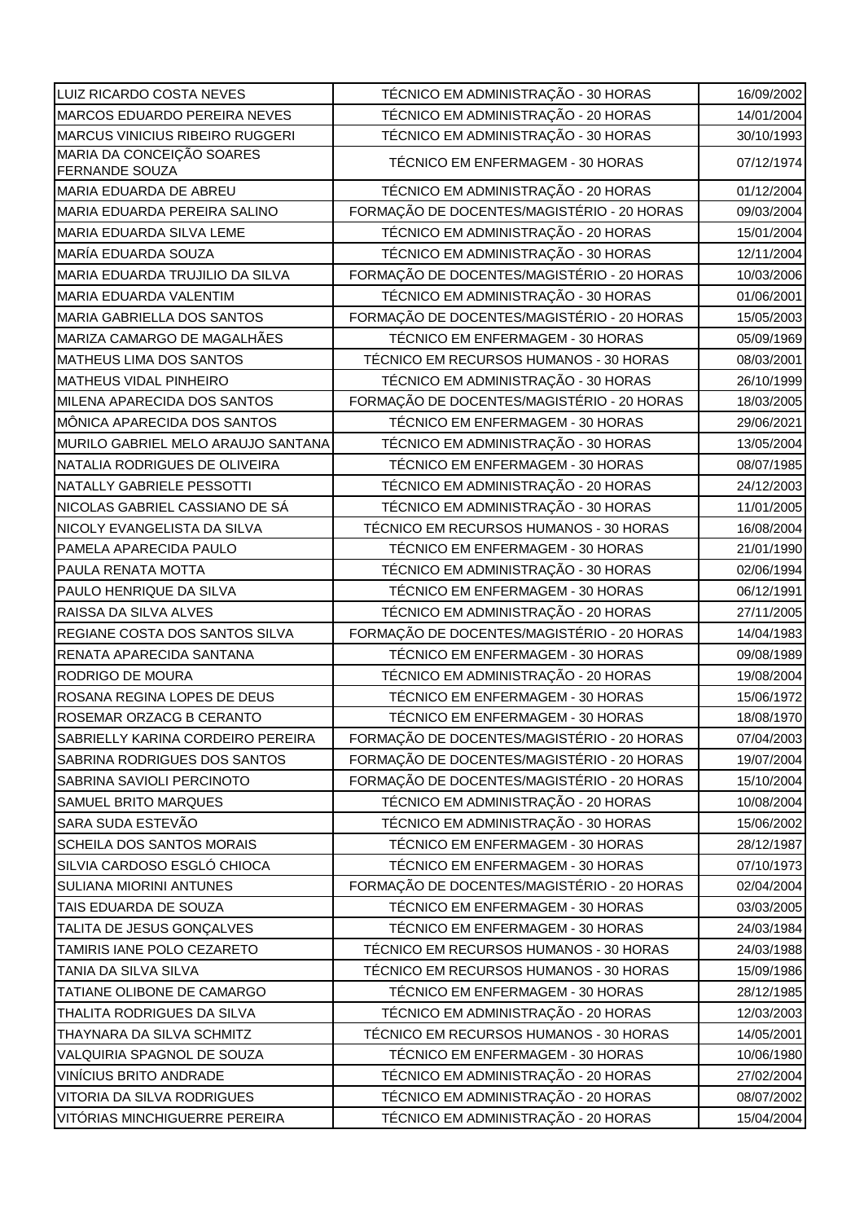| | | |
|---|---|---|
| LUIZ RICARDO COSTA NEVES | TÉCNICO EM ADMINISTRAÇÃO - 30 HORAS | 16/09/2002 |
| MARCOS EDUARDO PEREIRA NEVES | TÉCNICO EM ADMINISTRAÇÃO - 20 HORAS | 14/01/2004 |
| MARCUS VINICIUS RIBEIRO RUGGERI | TÉCNICO EM ADMINISTRAÇÃO - 30 HORAS | 30/10/1993 |
| MARIA DA CONCEIÇÃO SOARES FERNANDE SOUZA | TÉCNICO EM ENFERMAGEM - 30 HORAS | 07/12/1974 |
| MARIA EDUARDA DE ABREU | TÉCNICO EM ADMINISTRAÇÃO - 20 HORAS | 01/12/2004 |
| MARIA EDUARDA PEREIRA SALINO | FORMAÇÃO DE DOCENTES/MAGISTÉRIO - 20 HORAS | 09/03/2004 |
| MARIA EDUARDA SILVA LEME | TÉCNICO EM ADMINISTRAÇÃO - 20 HORAS | 15/01/2004 |
| MARÍA EDUARDA SOUZA | TÉCNICO EM ADMINISTRAÇÃO - 30 HORAS | 12/11/2004 |
| MARIA EDUARDA TRUJILIO DA SILVA | FORMAÇÃO DE DOCENTES/MAGISTÉRIO - 20 HORAS | 10/03/2006 |
| MARIA EDUARDA VALENTIM | TÉCNICO EM ADMINISTRAÇÃO - 30 HORAS | 01/06/2001 |
| MARIA GABRIELLA DOS SANTOS | FORMAÇÃO DE DOCENTES/MAGISTÉRIO - 20 HORAS | 15/05/2003 |
| MARIZA CAMARGO DE MAGALHÃES | TÉCNICO EM ENFERMAGEM - 30 HORAS | 05/09/1969 |
| MATHEUS LIMA DOS SANTOS | TÉCNICO EM RECURSOS HUMANOS - 30 HORAS | 08/03/2001 |
| MATHEUS VIDAL PINHEIRO | TÉCNICO EM ADMINISTRAÇÃO - 30 HORAS | 26/10/1999 |
| MILENA APARECIDA DOS SANTOS | FORMAÇÃO DE DOCENTES/MAGISTÉRIO - 20 HORAS | 18/03/2005 |
| MÔNICA APARECIDA DOS SANTOS | TÉCNICO EM ENFERMAGEM - 30 HORAS | 29/06/2021 |
| MURILO GABRIEL MELO ARAUJO SANTANA | TÉCNICO EM ADMINISTRAÇÃO - 30 HORAS | 13/05/2004 |
| NATALIA RODRIGUES DE OLIVEIRA | TÉCNICO EM ENFERMAGEM - 30 HORAS | 08/07/1985 |
| NATALLY GABRIELE PESSOTTI | TÉCNICO EM ADMINISTRAÇÃO - 20 HORAS | 24/12/2003 |
| NICOLAS GABRIEL CASSIANO DE SÁ | TÉCNICO EM ADMINISTRAÇÃO - 30 HORAS | 11/01/2005 |
| NICOLY EVANGELISTA DA SILVA | TÉCNICO EM RECURSOS HUMANOS - 30 HORAS | 16/08/2004 |
| PAMELA APARECIDA PAULO | TÉCNICO EM ENFERMAGEM - 30 HORAS | 21/01/1990 |
| PAULA RENATA MOTTA | TÉCNICO EM ADMINISTRAÇÃO - 30 HORAS | 02/06/1994 |
| PAULO HENRIQUE DA SILVA | TÉCNICO EM ENFERMAGEM - 30 HORAS | 06/12/1991 |
| RAISSA DA SILVA ALVES | TÉCNICO EM ADMINISTRAÇÃO - 20 HORAS | 27/11/2005 |
| REGIANE COSTA DOS SANTOS SILVA | FORMAÇÃO DE DOCENTES/MAGISTÉRIO - 20 HORAS | 14/04/1983 |
| RENATA APARECIDA SANTANA | TÉCNICO EM ENFERMAGEM - 30 HORAS | 09/08/1989 |
| RODRIGO DE MOURA | TÉCNICO EM ADMINISTRAÇÃO - 20 HORAS | 19/08/2004 |
| ROSANA REGINA LOPES DE DEUS | TÉCNICO EM ENFERMAGEM - 30 HORAS | 15/06/1972 |
| ROSEMAR ORZACG B CERANTO | TÉCNICO EM ENFERMAGEM - 30 HORAS | 18/08/1970 |
| SABRIELLY KARINA CORDEIRO PEREIRA | FORMAÇÃO DE DOCENTES/MAGISTÉRIO - 20 HORAS | 07/04/2003 |
| SABRINA RODRIGUES DOS SANTOS | FORMAÇÃO DE DOCENTES/MAGISTÉRIO - 20 HORAS | 19/07/2004 |
| SABRINA SAVIOLI PERCINOTO | FORMAÇÃO DE DOCENTES/MAGISTÉRIO - 20 HORAS | 15/10/2004 |
| SAMUEL BRITO MARQUES | TÉCNICO EM ADMINISTRAÇÃO - 20 HORAS | 10/08/2004 |
| SARA SUDA ESTEVÃO | TÉCNICO EM ADMINISTRAÇÃO - 30 HORAS | 15/06/2002 |
| SCHEILA DOS SANTOS MORAIS | TÉCNICO EM ENFERMAGEM - 30 HORAS | 28/12/1987 |
| SILVIA CARDOSO ESGLÓ CHIOCA | TÉCNICO EM ENFERMAGEM - 30 HORAS | 07/10/1973 |
| SULIANA MIORINI ANTUNES | FORMAÇÃO DE DOCENTES/MAGISTÉRIO - 20 HORAS | 02/04/2004 |
| TAIS EDUARDA DE SOUZA | TÉCNICO EM ENFERMAGEM - 30 HORAS | 03/03/2005 |
| TALITA DE JESUS GONÇALVES | TÉCNICO EM ENFERMAGEM - 30 HORAS | 24/03/1984 |
| TAMIRIS IANE POLO CEZARETO | TÉCNICO EM RECURSOS HUMANOS - 30 HORAS | 24/03/1988 |
| TANIA DA SILVA SILVA | TÉCNICO EM RECURSOS HUMANOS - 30 HORAS | 15/09/1986 |
| TATIANE OLIBONE DE CAMARGO | TÉCNICO EM ENFERMAGEM - 30 HORAS | 28/12/1985 |
| THALITA RODRIGUES DA SILVA | TÉCNICO EM ADMINISTRAÇÃO - 20 HORAS | 12/03/2003 |
| THAYNARA DA SILVA SCHMITZ | TÉCNICO EM RECURSOS HUMANOS - 30 HORAS | 14/05/2001 |
| VALQUIRIA SPAGNOL DE SOUZA | TÉCNICO EM ENFERMAGEM - 30 HORAS | 10/06/1980 |
| VINÍCIUS BRITO ANDRADE | TÉCNICO EM ADMINISTRAÇÃO - 20 HORAS | 27/02/2004 |
| VITORIA DA SILVA RODRIGUES | TÉCNICO EM ADMINISTRAÇÃO - 20 HORAS | 08/07/2002 |
| VITÓRIAS MINCHIGUERRE PEREIRA | TÉCNICO EM ADMINISTRAÇÃO - 20 HORAS | 15/04/2004 |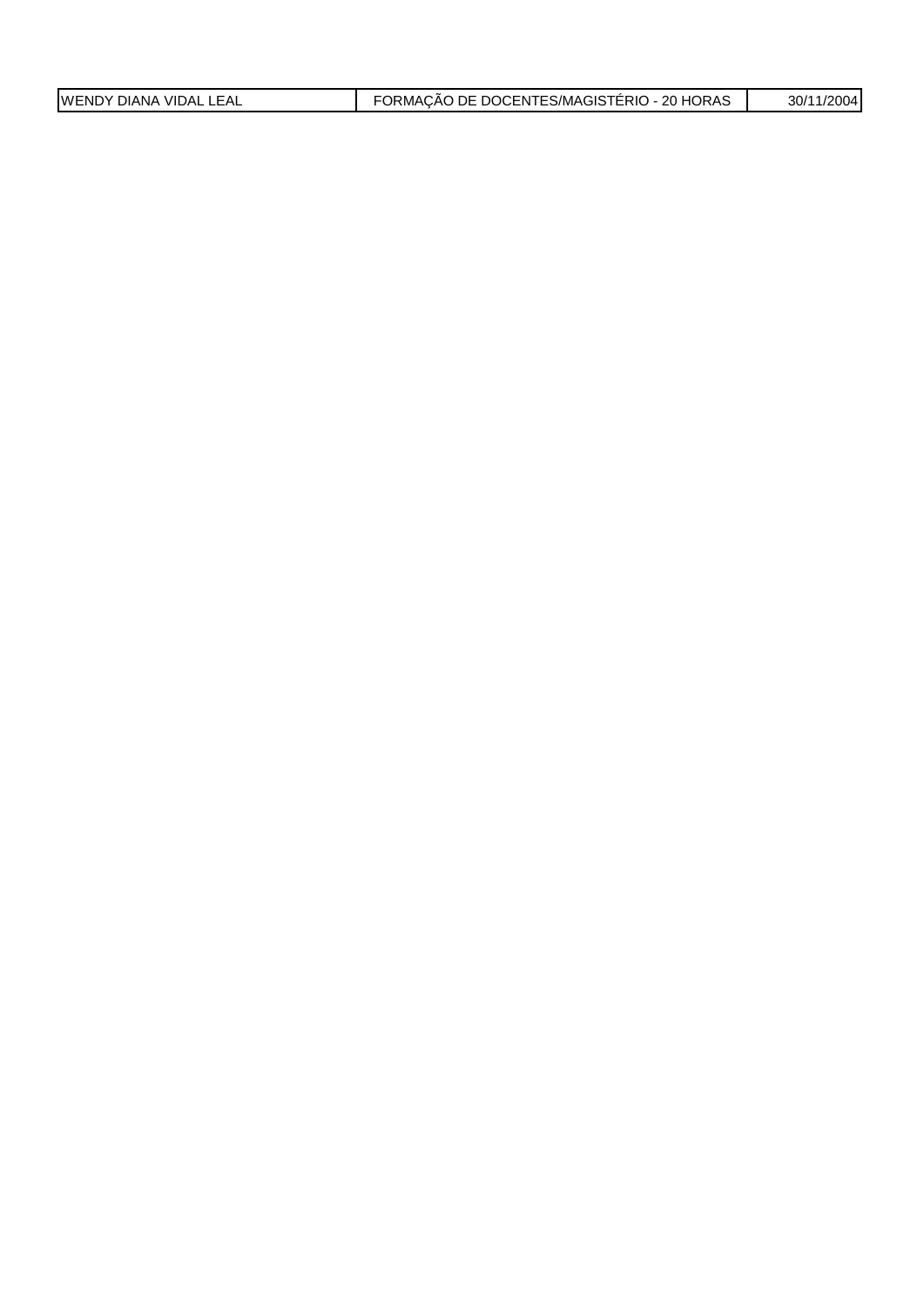| | | |
|---|---|---|
| WENDY DIANA VIDAL LEAL | FORMAÇÃO DE DOCENTES/MAGISTÉRIO - 20 HORAS | 30/11/2004 |